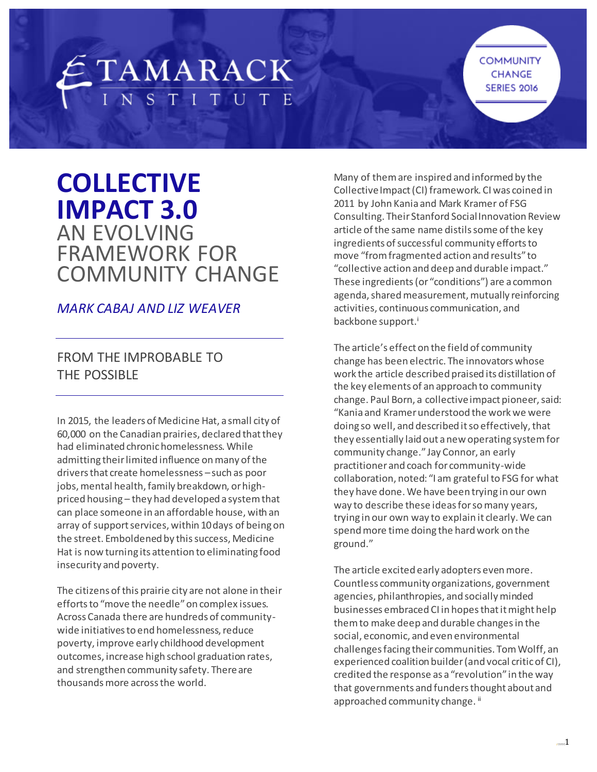TAMARACK INSTITUTE

COMMUNITY CHANGE SERIES 2016

# COLLECTIVE IMPACT 3.0

## AN EVOLVING FRAMEWORK FOR COMMUNITY CHANGE

*MARK CABAJ AND LIZ WEAVER*

## FROM THE IMPROBABLE TO THE POSSIBLE

In 2015, the leaders of Medicine Hat, a small city of 60,000 on the Canadian prairies, declared that they had eliminated chronic homelessness. While admitting their limited influence on many of the drivers that create homelessness – such as poor jobs, mental health, family breakdown, or high-priced housing – they had developed a system that can place someone in an affordable house, with an array of support services, within 10 days of being on the street. Emboldened by this success, Medicine Hat is now turning its attention to eliminating food insecurity and poverty.

The citizens of this prairie city are not alone in their efforts to "move the needle" on complex issues. Across Canada there are hundreds of community-wide initiatives to end homelessness, reduce poverty, improve early childhood development outcomes, increase high school graduation rates, and strengthen community safety. There are thousands more across the world.

Many of them are inspired and informed by the Collective Impact (CI) framework. CI was coined in 2011 by John Kania and Mark Kramer of FSG Consulting. Their Stanford Social Innovation Review article of the same name distils some of the key ingredients of successful community efforts to move "from fragmented action and results" to "collective action and deep and durable impact." These ingredients (or "conditions") are a common agenda, shared measurement, mutually reinforcing activities, continuous communication, and backbone support.[i]

The article's effect on the field of community change has been electric. The innovators whose work the article described praised its distillation of the key elements of an approach to community change. Paul Born, a collective impact pioneer, said: "Kania and Kramer understood the work we were doing so well, and described it so effectively, that they essentially laid out a new operating system for community change." Jay Connor, an early practitioner and coach for community-wide collaboration, noted: "I am grateful to FSG for what they have done. We have been trying in our own way to describe these ideas for so many years, trying in our own way to explain it clearly. We can spend more time doing the hard work on the ground."

The article excited early adopters even more. Countless community organizations, government agencies, philanthropies, and socially minded businesses embraced CI in hopes that it might help them to make deep and durable changes in the social, economic, and even environmental challenges facing their communities. Tom Wolff, an experienced coalition builder (and vocal critic of CI), credited the response as a "revolution" in the way that governments and funders thought about and approached community change.[ii]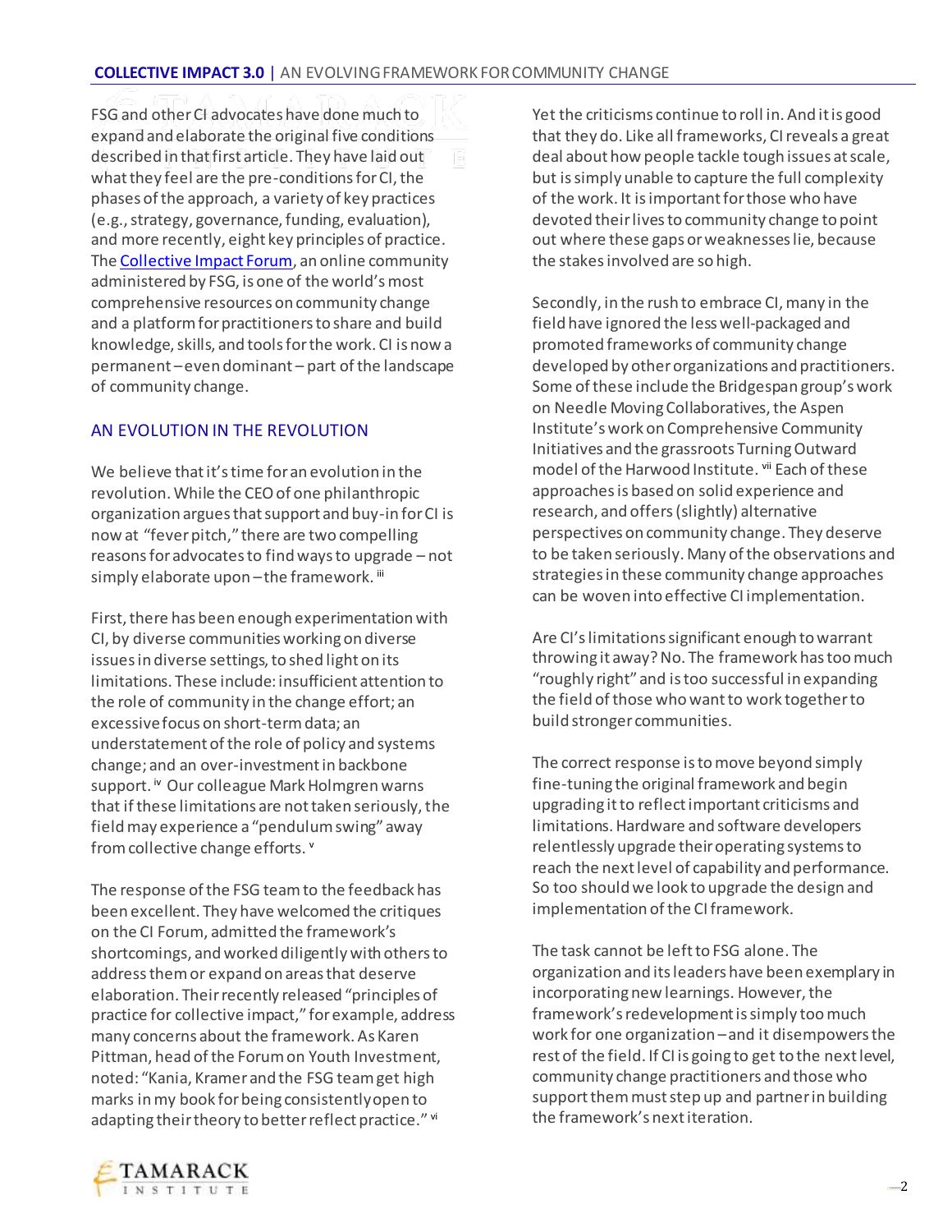FSG and other CI advocates have done much to expand and elaborate the original five conditions described in that first article. They have laid out what they feel are the pre-conditions for CI, the phases of the approach, a variety of key practices (e.g., strategy, governance, funding, evaluation), and more recently, eight key principles of practice. The Collective Impact Forum, an online community administered by FSG, is one of the world's most comprehensive resources on community change and a platform for practitioners to share and build knowledge, skills, and tools for the work. CI is now a permanent – even dominant – part of the landscape of community change.

## AN EVOLUTION IN THE REVOLUTION

We believe that it's time for an evolution in the revolution. While the CEO of one philanthropic organization argues that support and buy-in for CI is now at "fever pitch," there are two compelling reasons for advocates to find ways to upgrade – not simply elaborate upon – the framework. [iii]

First, there has been enough experimentation with CI, by diverse communities working on diverse issues in diverse settings, to shed light on its limitations. These include: insufficient attention to the role of community in the change effort; an excessive focus on short-term data; an understatement of the role of policy and systems change; and an over-investment in backbone support. [iv] Our colleague Mark Holmgren warns that if these limitations are not taken seriously, the field may experience a "pendulum swing" away from collective change efforts. [v]

The response of the FSG team to the feedback has been excellent. They have welcomed the critiques on the CI Forum, admitted the framework's shortcomings, and worked diligently with others to address them or expand on areas that deserve elaboration. Their recently released "principles of practice for collective impact," for example, address many concerns about the framework. As Karen Pittman, head of the Forum on Youth Investment, noted: "Kania, Kramer and the FSG team get high marks in my book for being consistently open to adapting their theory to better reflect practice." [vi]

Yet the criticisms continue to roll in. And it is good that they do. Like all frameworks, CI reveals a great deal about how people tackle tough issues at scale, but is simply unable to capture the full complexity of the work. It is important for those who have devoted their lives to community change to point out where these gaps or weaknesses lie, because the stakes involved are so high.

Secondly, in the rush to embrace CI, many in the field have ignored the less well-packaged and promoted frameworks of community change developed by other organizations and practitioners. Some of these include the Bridgespan group's work on Needle Moving Collaboratives, the Aspen Institute's work on Comprehensive Community Initiatives and the grassroots Turning Outward model of the Harwood Institute. [vii] Each of these approaches is based on solid experience and research, and offers (slightly) alternative perspectives on community change. They deserve to be taken seriously. Many of the observations and strategies in these community change approaches can be woven into effective CI implementation.

Are CI's limitations significant enough to warrant throwing it away? No. The framework has too much "roughly right" and is too successful in expanding the field of those who want to work together to build stronger communities.

The correct response is to move beyond simply fine-tuning the original framework and begin upgrading it to reflect important criticisms and limitations. Hardware and software developers relentlessly upgrade their operating systems to reach the next level of capability and performance. So too should we look to upgrade the design and implementation of the CI framework.

The task cannot be left to FSG alone. The organization and its leaders have been exemplary in incorporating new learnings. However, the framework's redevelopment is simply too much work for one organization – and it disempowers the rest of the field. If CI is going to get to the next level, community change practitioners and those who support them must step up and partner in building the framework's next iteration.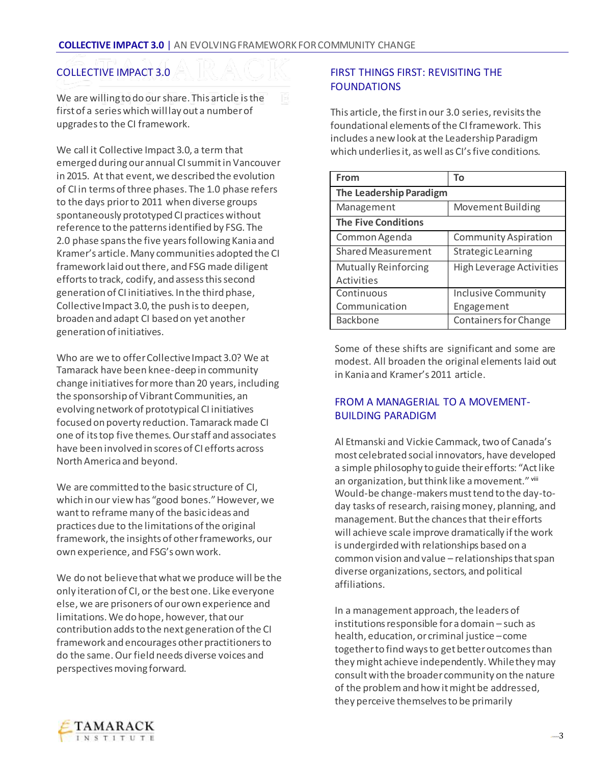## COLLECTIVE IMPACT 3.0

We are willing to do our share. This article is the first of a series which will lay out a number of upgrades to the CI framework.

We call it Collective Impact 3.0, a term that emerged during our annual CI summit in Vancouver in 2015. At that event, we described the evolution of CI in terms of three phases. The 1.0 phase refers to the days prior to 2011 when diverse groups spontaneously prototyped CI practices without reference to the patterns identified by FSG. The 2.0 phase spans the five years following Kania and Kramer's article. Many communities adopted the CI framework laid out there, and FSG made diligent efforts to track, codify, and assess this second generation of CI initiatives. In the third phase, Collective Impact 3.0, the push is to deepen, broaden and adapt CI based on yet another generation of initiatives.

Who are we to offer Collective Impact 3.0? We at Tamarack have been knee-deep in community change initiatives for more than 20 years, including the sponsorship of Vibrant Communities, an evolving network of prototypical CI initiatives focused on poverty reduction. Tamarack made CI one of its top five themes. Our staff and associates have been involved in scores of CI efforts across North America and beyond.

We are committed to the basic structure of CI, which in our view has "good bones." However, we want to reframe many of the basic ideas and practices due to the limitations of the original framework, the insights of other frameworks, our own experience, and FSG's own work.

We do not believe that what we produce will be the only iteration of CI, or the best one. Like everyone else, we are prisoners of our own experience and limitations. We do hope, however, that our contribution adds to the next generation of the CI framework and encourages other practitioners to do the same. Our field needs diverse voices and perspectives moving forward.

## FIRST THINGS FIRST: REVISITING THE FOUNDATIONS

This article, the first in our 3.0 series, revisits the foundational elements of the CI framework. This includes a new look at the Leadership Paradigm which underlies it, as well as CI's five conditions.

| From | To |
|---|---|
| **The Leadership Paradigm** | |
| Management | Movement Building |
| **The Five Conditions** | |
| Common Agenda | Community Aspiration |
| Shared Measurement | Strategic Learning |
| Mutually Reinforcing Activities | High Leverage Activities |
| Continuous Communication | Inclusive Community Engagement |
| Backbone | Containers for Change |

Some of these shifts are significant and some are modest. All broaden the original elements laid out in Kania and Kramer's 2011 article.

## FROM A MANAGERIAL TO A MOVEMENT-BUILDING PARADIGM

Al Etmanski and Vickie Cammack, two of Canada's most celebrated social innovators, have developed a simple philosophy to guide their efforts: "Act like an organization, but think like a movement." [viii] Would-be change-makers must tend to the day-to-day tasks of research, raising money, planning, and management. But the chances that their efforts will achieve scale improve dramatically if the work is undergirded with relationships based on a common vision and value – relationships that span diverse organizations, sectors, and political affiliations.

In a management approach, the leaders of institutions responsible for a domain – such as health, education, or criminal justice – come together to find ways to get better outcomes than they might achieve independently. While they may consult with the broader community on the nature of the problem and how it might be addressed, they perceive themselves to be primarily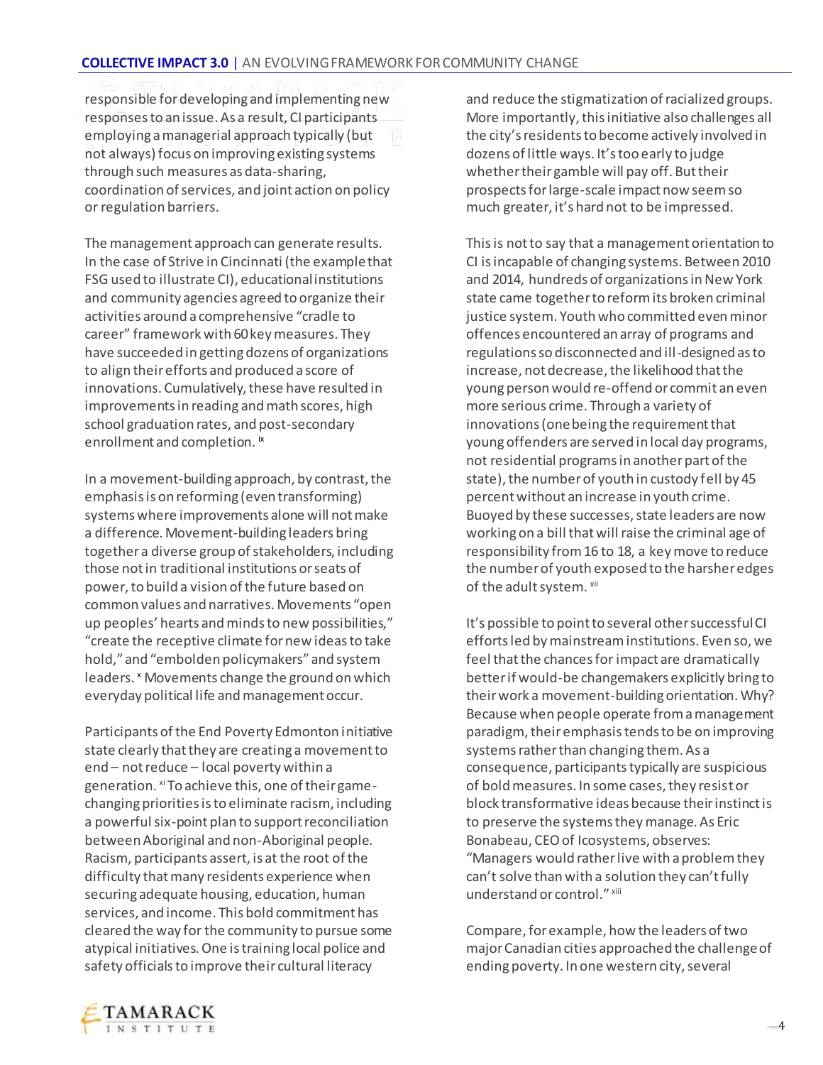responsible for developing and implementing new responses to an issue. As a result, CI participants employing a managerial approach typically (but not always) focus on improving existing systems through such measures as data-sharing, coordination of services, and joint action on policy or regulation barriers.

The management approach can generate results. In the case of Strive in Cincinnati (the example that FSG used to illustrate CI), educational institutions and community agencies agreed to organize their activities around a comprehensive "cradle to career" framework with 60 key measures. They have succeeded in getting dozens of organizations to align their efforts and produced a score of innovations. Cumulatively, these have resulted in improvements in reading and math scores, high school graduation rates, and post-secondary enrollment and completion. [ix]

In a movement-building approach, by contrast, the emphasis is on reforming (even transforming) systems where improvements alone will not make a difference. Movement-building leaders bring together a diverse group of stakeholders, including those not in traditional institutions or seats of power, to build a vision of the future based on common values and narratives. Movements "open up peoples' hearts and minds to new possibilities," "create the receptive climate for new ideas to take hold," and "embolden policymakers" and system leaders. [x] Movements change the ground on which everyday political life and management occur.

Participants of the End Poverty Edmonton initiative state clearly that they are creating a movement to end – not reduce – local poverty within a generation. [xi] To achieve this, one of their game-changing priorities is to eliminate racism, including a powerful six-point plan to support reconciliation between Aboriginal and non-Aboriginal people. Racism, participants assert, is at the root of the difficulty that many residents experience when securing adequate housing, education, human services, and income. This bold commitment has cleared the way for the community to pursue some atypical initiatives. One is training local police and safety officials to improve their cultural literacy and reduce the stigmatization of racialized groups. More importantly, this initiative also challenges all the city's residents to become actively involved in dozens of little ways. It's too early to judge whether their gamble will pay off. But their prospects for large-scale impact now seem so much greater, it's hard not to be impressed.

This is not to say that a management orientation to CI is incapable of changing systems. Between 2010 and 2014, hundreds of organizations in New York state came together to reform its broken criminal justice system. Youth who committed even minor offences encountered an array of programs and regulations so disconnected and ill-designed as to increase, not decrease, the likelihood that the young person would re-offend or commit an even more serious crime. Through a variety of innovations (one being the requirement that young offenders are served in local day programs, not residential programs in another part of the state), the number of youth in custody fell by 45 percent without an increase in youth crime. Buoyed by these successes, state leaders are now working on a bill that will raise the criminal age of responsibility from 16 to 18, a key move to reduce the number of youth exposed to the harsher edges of the adult system. [xii]

It's possible to point to several other successful CI efforts led by mainstream institutions. Even so, we feel that the chances for impact are dramatically better if would-be changemakers explicitly bring to their work a movement-building orientation. Why? Because when people operate from a management paradigm, their emphasis tends to be on improving systems rather than changing them. As a consequence, participants typically are suspicious of bold measures. In some cases, they resist or block transformative ideas because their instinct is to preserve the systems they manage. As Eric Bonabeau, CEO of Icosystems, observes: "Managers would rather live with a problem they can't solve than with a solution they can't fully understand or control." [xiii]

Compare, for example, how the leaders of two major Canadian cities approached the challenge of ending poverty. In one western city, several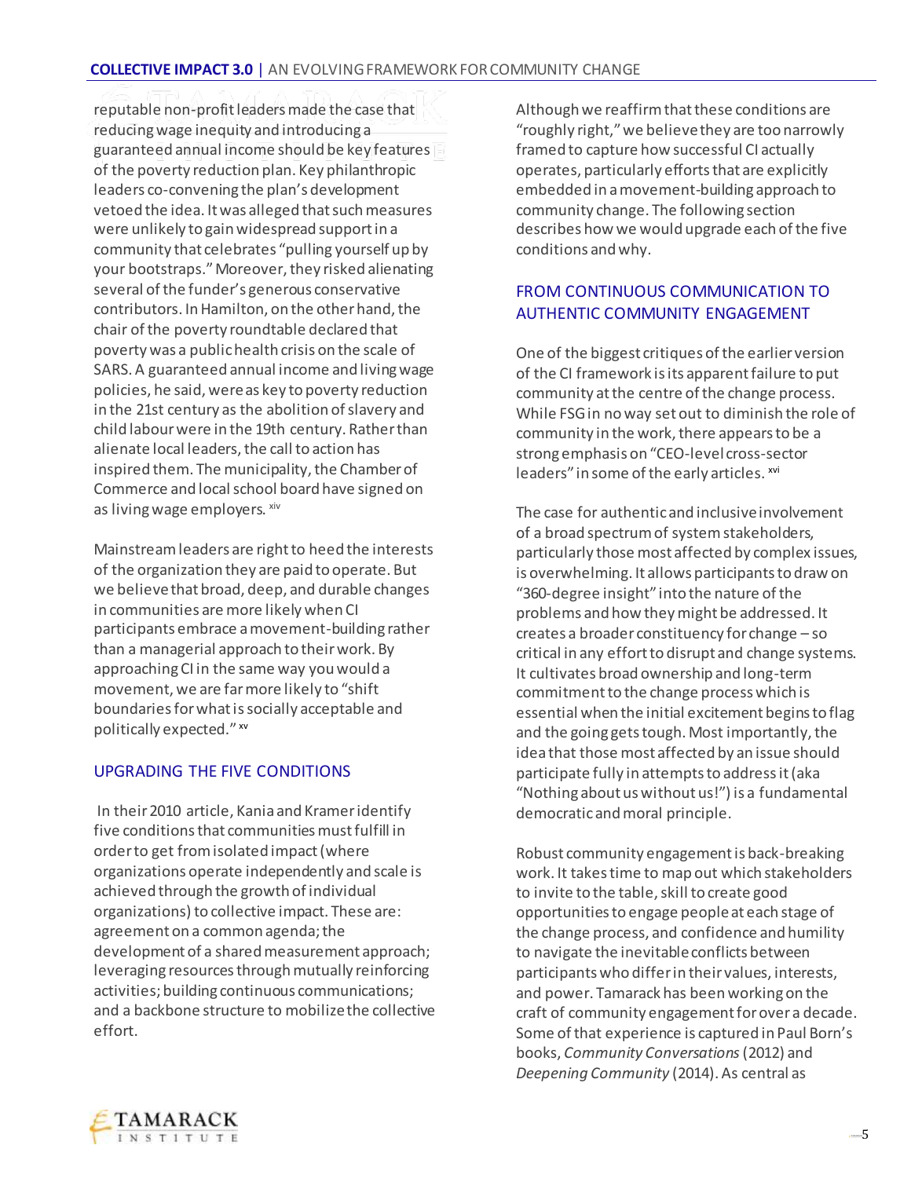reputable non-profit leaders made the case that reducing wage inequity and introducing a guaranteed annual income should be key features of the poverty reduction plan. Key philanthropic leaders co-convening the plan's development vetoed the idea. It was alleged that such measures were unlikely to gain widespread support in a community that celebrates "pulling yourself up by your bootstraps." Moreover, they risked alienating several of the funder's generous conservative contributors. In Hamilton, on the other hand, the chair of the poverty roundtable declared that poverty was a public health crisis on the scale of SARS. A guaranteed annual income and living wage policies, he said, were as key to poverty reduction in the 21st century as the abolition of slavery and child labour were in the 19th century. Rather than alienate local leaders, the call to action has inspired them. The municipality, the Chamber of Commerce and local school board have signed on as living wage employers. [xiv]

Mainstream leaders are right to heed the interests of the organization they are paid to operate. But we believe that broad, deep, and durable changes in communities are more likely when CI participants embrace a movement-building rather than a managerial approach to their work. By approaching CI in the same way you would a movement, we are far more likely to "shift boundaries for what is socially acceptable and politically expected." [xv]

## UPGRADING THE FIVE CONDITIONS

In their 2010 article, Kania and Kramer identify five conditions that communities must fulfill in order to get from isolated impact (where organizations operate independently and scale is achieved through the growth of individual organizations) to collective impact. These are: agreement on a common agenda; the development of a shared measurement approach; leveraging resources through mutually reinforcing activities; building continuous communications; and a backbone structure to mobilize the collective effort.

Although we reaffirm that these conditions are "roughly right," we believe they are too narrowly framed to capture how successful CI actually operates, particularly efforts that are explicitly embedded in a movement-building approach to community change. The following section describes how we would upgrade each of the five conditions and why.

## FROM CONTINUOUS COMMUNICATION TO AUTHENTIC COMMUNITY ENGAGEMENT

One of the biggest critiques of the earlier version of the CI framework is its apparent failure to put community at the centre of the change process. While FSG in no way set out to diminish the role of community in the work, there appears to be a strong emphasis on "CEO-level cross-sector leaders" in some of the early articles. [xvi]

The case for authentic and inclusive involvement of a broad spectrum of system stakeholders, particularly those most affected by complex issues, is overwhelming. It allows participants to draw on "360-degree insight" into the nature of the problems and how they might be addressed. It creates a broader constituency for change – so critical in any effort to disrupt and change systems. It cultivates broad ownership and long-term commitment to the change process which is essential when the initial excitement begins to flag and the going gets tough. Most importantly, the idea that those most affected by an issue should participate fully in attempts to address it (aka "Nothing about us without us!") is a fundamental democratic and moral principle.

Robust community engagement is back-breaking work. It takes time to map out which stakeholders to invite to the table, skill to create good opportunities to engage people at each stage of the change process, and confidence and humility to navigate the inevitable conflicts between participants who differ in their values, interests, and power. Tamarack has been working on the craft of community engagement for over a decade. Some of that experience is captured in Paul Born's books, *Community Conversations* (2012) and *Deepening Community* (2014). As central as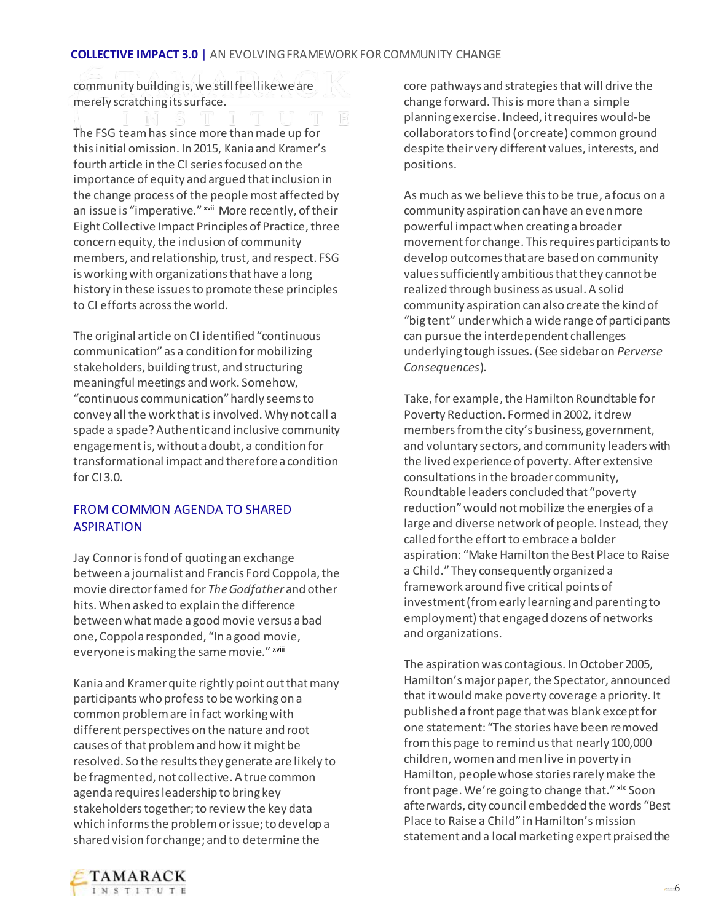community building is, we still feel like we are merely scratching its surface.

The FSG team has since more than made up for this initial omission. In 2015, Kania and Kramer's fourth article in the CI series focused on the importance of equity and argued that inclusion in the change process of the people most affected by an issue is "imperative." [xvii] More recently, of their Eight Collective Impact Principles of Practice, three concern equity, the inclusion of community members, and relationship, trust, and respect. FSG is working with organizations that have a long history in these issues to promote these principles to CI efforts across the world.

The original article on CI identified "continuous communication" as a condition for mobilizing stakeholders, building trust, and structuring meaningful meetings and work. Somehow, "continuous communication" hardly seems to convey all the work that is involved. Why not call a spade a spade? Authentic and inclusive community engagement is, without a doubt, a condition for transformational impact and therefore a condition for CI 3.0.

## FROM COMMON AGENDA TO SHARED ASPIRATION

Jay Connor is fond of quoting an exchange between a journalist and Francis Ford Coppola, the movie director famed for *The Godfather* and other hits. When asked to explain the difference between what made a good movie versus a bad one, Coppola responded, "In a good movie, everyone is making the same movie." [xviii]

Kania and Kramer quite rightly point out that many participants who profess to be working on a common problem are in fact working with different perspectives on the nature and root causes of that problem and how it might be resolved. So the results they generate are likely to be fragmented, not collective. A true common agenda requires leadership to bring key stakeholders together; to review the key data which informs the problem or issue; to develop a shared vision for change; and to determine the core pathways and strategies that will drive the change forward. This is more than a simple planning exercise. Indeed, it requires would-be collaborators to find (or create) common ground despite their very different values, interests, and positions.

As much as we believe this to be true, a focus on a community aspiration can have an even more powerful impact when creating a broader movement for change. This requires participants to develop outcomes that are based on community values sufficiently ambitious that they cannot be realized through business as usual. A solid community aspiration can also create the kind of "big tent" under which a wide range of participants can pursue the interdependent challenges underlying tough issues. (See sidebar on *Perverse Consequences*).

Take, for example, the Hamilton Roundtable for Poverty Reduction. Formed in 2002, it drew members from the city's business, government, and voluntary sectors, and community leaders with the lived experience of poverty. After extensive consultations in the broader community, Roundtable leaders concluded that "poverty reduction" would not mobilize the energies of a large and diverse network of people. Instead, they called for the effort to embrace a bolder aspiration: "Make Hamilton the Best Place to Raise a Child." They consequently organized a framework around five critical points of investment (from early learning and parenting to employment) that engaged dozens of networks and organizations.

The aspiration was contagious. In October 2005, Hamilton's major paper, the Spectator, announced that it would make poverty coverage a priority. It published a front page that was blank except for one statement: "The stories have been removed from this page to remind us that nearly 100,000 children, women and men live in poverty in Hamilton, people whose stories rarely make the front page. We're going to change that." [xix] Soon afterwards, city council embedded the words "Best Place to Raise a Child" in Hamilton's mission statement and a local marketing expert praised the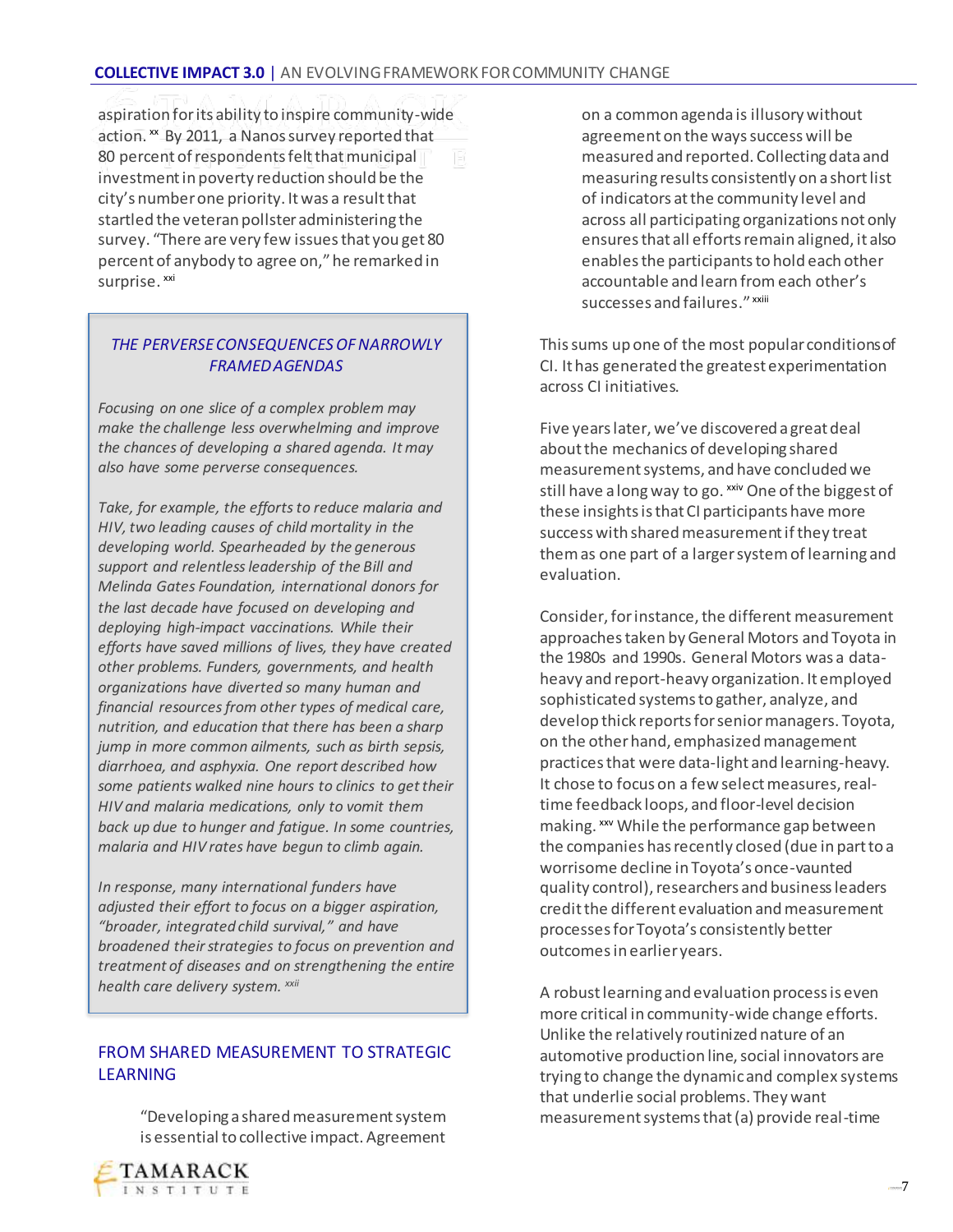aspiration for its ability to inspire community-wide action. [xx] By 2011, a Nanos survey reported that 80 percent of respondents felt that municipal investment in poverty reduction should be the city's number one priority. It was a result that startled the veteran pollster administering the survey. "There are very few issues that you get 80 percent of anybody to agree on," he remarked in surprise. [xxi]

> ### *THE PERVERSE CONSEQUENCES OF NARROWLY FRAMED AGENDAS*
>
> *Focusing on one slice of a complex problem may make the challenge less overwhelming and improve the chances of developing a shared agenda. It may also have some perverse consequences.*
>
> *Take, for example, the efforts to reduce malaria and HIV, two leading causes of child mortality in the developing world. Spearheaded by the generous support and relentless leadership of the Bill and Melinda Gates Foundation, international donors for the last decade have focused on developing and deploying high-impact vaccinations. While their efforts have saved millions of lives, they have created other problems. Funders, governments, and health organizations have diverted so many human and financial resources from other types of medical care, nutrition, and education that there has been a sharp jump in more common ailments, such as birth sepsis, diarrhoea, and asphyxia. One report described how some patients walked nine hours to clinics to get their HIV and malaria medications, only to vomit them back up due to hunger and fatigue. In some countries, malaria and HIV rates have begun to climb again.*
>
> *In response, many international funders have adjusted their effort to focus on a bigger aspiration, "broader, integrated child survival," and have broadened their strategies to focus on prevention and treatment of diseases and on strengthening the entire health care delivery system.* [xxii]

## FROM SHARED MEASUREMENT TO STRATEGIC LEARNING

> "Developing a shared measurement system is essential to collective impact. Agreement on a common agenda is illusory without agreement on the ways success will be measured and reported. Collecting data and measuring results consistently on a short list of indicators at the community level and across all participating organizations not only ensures that all efforts remain aligned, it also enables the participants to hold each other accountable and learn from each other's successes and failures." [xxiii]

This sums up one of the most popular conditions of CI. It has generated the greatest experimentation across CI initiatives.

Five years later, we've discovered a great deal about the mechanics of developing shared measurement systems, and have concluded we still have a long way to go. [xxiv] One of the biggest of these insights is that CI participants have more success with shared measurement if they treat them as one part of a larger system of learning and evaluation.

Consider, for instance, the different measurement approaches taken by General Motors and Toyota in the 1980s and 1990s. General Motors was a data-heavy and report-heavy organization. It employed sophisticated systems to gather, analyze, and develop thick reports for senior managers. Toyota, on the other hand, emphasized management practices that were data-light and learning-heavy. It chose to focus on a few select measures, real-time feedback loops, and floor-level decision making. [xxv] While the performance gap between the companies has recently closed (due in part to a worrisome decline in Toyota's once-vaunted quality control), researchers and business leaders credit the different evaluation and measurement processes for Toyota's consistently better outcomes in earlier years.

A robust learning and evaluation process is even more critical in community-wide change efforts. Unlike the relatively routinized nature of an automotive production line, social innovators are trying to change the dynamic and complex systems that underlie social problems. They want measurement systems that (a) provide real-time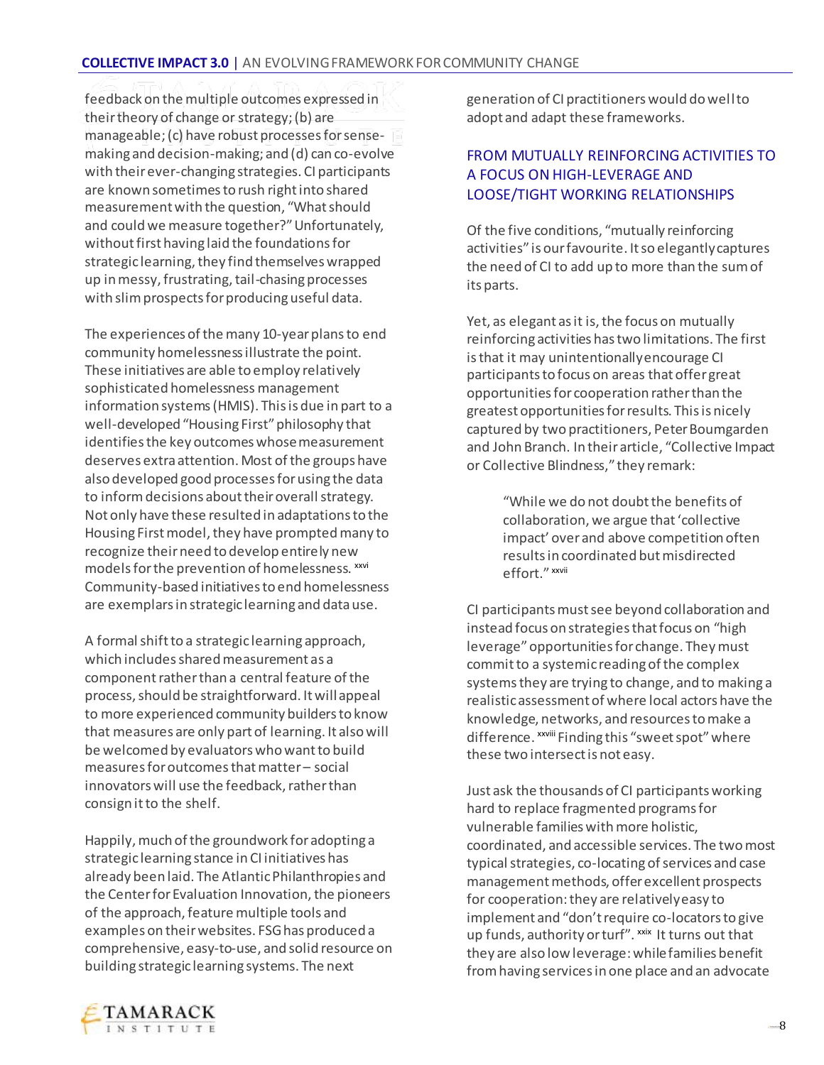feedback on the multiple outcomes expressed in their theory of change or strategy; (b) are manageable; (c) have robust processes for sense-making and decision-making; and (d) can co-evolve with their ever-changing strategies. CI participants are known sometimes to rush right into shared measurement with the question, "What should and could we measure together?" Unfortunately, without first having laid the foundations for strategic learning, they find themselves wrapped up in messy, frustrating, tail-chasing processes with slim prospects for producing useful data.

The experiences of the many 10-year plans to end community homelessness illustrate the point. These initiatives are able to employ relatively sophisticated homelessness management information systems (HMIS). This is due in part to a well-developed "Housing First" philosophy that identifies the key outcomes whose measurement deserves extra attention. Most of the groups have also developed good processes for using the data to inform decisions about their overall strategy. Not only have these resulted in adaptations to the Housing First model, they have prompted many to recognize their need to develop entirely new models for the prevention of homelessness. [xxvi] Community-based initiatives to end homelessness are exemplars in strategic learning and data use.

A formal shift to a strategic learning approach, which includes shared measurement as a component rather than a central feature of the process, should be straightforward. It will appeal to more experienced community builders to know that measures are only part of learning. It also will be welcomed by evaluators who want to build measures for outcomes that matter – social innovators will use the feedback, rather than consign it to the shelf.

Happily, much of the groundwork for adopting a strategic learning stance in CI initiatives has already been laid. The Atlantic Philanthropies and the Center for Evaluation Innovation, the pioneers of the approach, feature multiple tools and examples on their websites. FSG has produced a comprehensive, easy-to-use, and solid resource on building strategic learning systems. The next generation of CI practitioners would do well to adopt and adapt these frameworks.

## FROM MUTUALLY REINFORCING ACTIVITIES TO A FOCUS ON HIGH-LEVERAGE AND LOOSE/TIGHT WORKING RELATIONSHIPS

Of the five conditions, "mutually reinforcing activities" is our favourite. It so elegantly captures the need of CI to add up to more than the sum of its parts.

Yet, as elegant as it is, the focus on mutually reinforcing activities has two limitations. The first is that it may unintentionally encourage CI participants to focus on areas that offer great opportunities for cooperation rather than the greatest opportunities for results. This is nicely captured by two practitioners, Peter Boumgarden and John Branch. In their article, "Collective Impact or Collective Blindness," they remark:

> "While we do not doubt the benefits of collaboration, we argue that 'collective impact' over and above competition often results in coordinated but misdirected effort." [xxvii]

CI participants must see beyond collaboration and instead focus on strategies that focus on "high leverage" opportunities for change. They must commit to a systemic reading of the complex systems they are trying to change, and to making a realistic assessment of where local actors have the knowledge, networks, and resources to make a difference. [xxviii] Finding this "sweet spot" where these two intersect is not easy.

Just ask the thousands of CI participants working hard to replace fragmented programs for vulnerable families with more holistic, coordinated, and accessible services. The two most typical strategies, co-locating of services and case management methods, offer excellent prospects for cooperation: they are relatively easy to implement and "don't require co-locators to give up funds, authority or turf". [xxix] It turns out that they are also low leverage: while families benefit from having services in one place and an advocate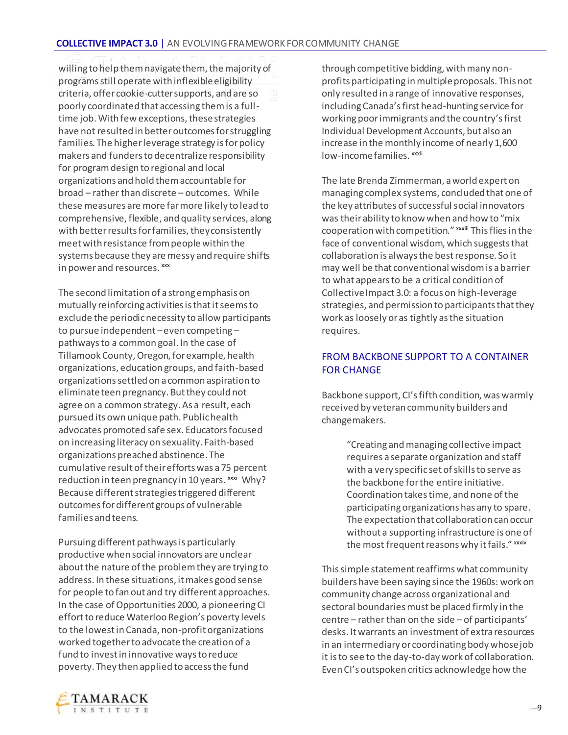willing to help them navigate them, the majority of programs still operate with inflexible eligibility criteria, offer cookie-cutter supports, and are so poorly coordinated that accessing them is a full-time job. With few exceptions, these strategies have not resulted in better outcomes for struggling families. The higher leverage strategy is for policy makers and funders to decentralize responsibility for program design to regional and local organizations and hold them accountable for broad – rather than discrete – outcomes. While these measures are more far more likely to lead to comprehensive, flexible, and quality services, along with better results for families, they consistently meet with resistance from people within the systems because they are messy and require shifts in power and resources. [xxx]

The second limitation of a strong emphasis on mutually reinforcing activities is that it seems to exclude the periodic necessity to allow participants to pursue independent – even competing – pathways to a common goal. In the case of Tillamook County, Oregon, for example, health organizations, education groups, and faith-based organizations settled on a common aspiration to eliminate teen pregnancy. But they could not agree on a common strategy. As a result, each pursued its own unique path. Public health advocates promoted safe sex. Educators focused on increasing literacy on sexuality. Faith-based organizations preached abstinence. The cumulative result of their efforts was a 75 percent reduction in teen pregnancy in 10 years. [xxxi] Why? Because different strategies triggered different outcomes for different groups of vulnerable families and teens.

Pursuing different pathways is particularly productive when social innovators are unclear about the nature of the problem they are trying to address. In these situations, it makes good sense for people to fan out and try different approaches. In the case of Opportunities 2000, a pioneering CI effort to reduce Waterloo Region's poverty levels to the lowest in Canada, non-profit organizations worked together to advocate the creation of a fund to invest in innovative ways to reduce poverty. They then applied to access the fund through competitive bidding, with many non-profits participating in multiple proposals. This not only resulted in a range of innovative responses, including Canada's first head-hunting service for working poor immigrants and the country's first Individual Development Accounts, but also an increase in the monthly income of nearly 1,600 low-income families. [xxxii]

The late Brenda Zimmerman, a world expert on managing complex systems, concluded that one of the key attributes of successful social innovators was their ability to know when and how to "mix cooperation with competition." [xxxiii] This flies in the face of conventional wisdom, which suggests that collaboration is always the best response. So it may well be that conventional wisdom is a barrier to what appears to be a critical condition of Collective Impact 3.0: a focus on high-leverage strategies, and permission to participants that they work as loosely or as tightly as the situation requires.

## FROM BACKBONE SUPPORT TO A CONTAINER FOR CHANGE

Backbone support, CI's fifth condition, was warmly received by veteran community builders and changemakers.

> "Creating and managing collective impact requires a separate organization and staff with a very specific set of skills to serve as the backbone for the entire initiative. Coordination takes time, and none of the participating organizations has any to spare. The expectation that collaboration can occur without a supporting infrastructure is one of the most frequent reasons why it fails." [xxxiv]

This simple statement reaffirms what community builders have been saying since the 1960s: work on community change across organizational and sectoral boundaries must be placed firmly in the centre – rather than on the side – of participants' desks. It warrants an investment of extra resources in an intermediary or coordinating body whose job it is to see to the day-to-day work of collaboration. Even CI's outspoken critics acknowledge how the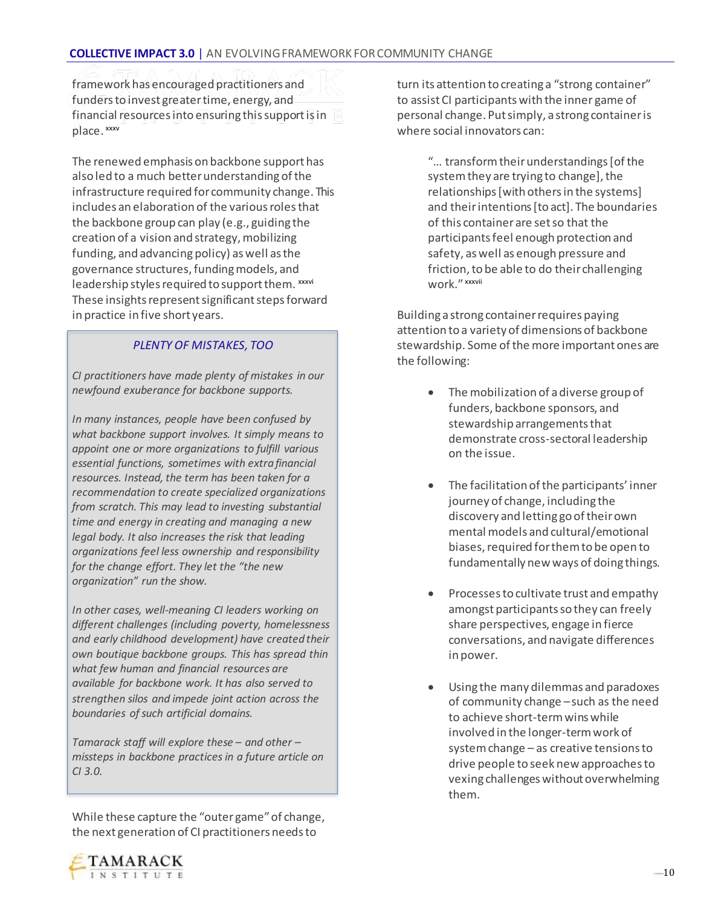framework has encouraged practitioners and funders to invest greater time, energy, and financial resources into ensuring this support is in place.[xxxv]

The renewed emphasis on backbone support has also led to a much better understanding of the infrastructure required for community change. This includes an elaboration of the various roles that the backbone group can play (e.g., guiding the creation of a vision and strategy, mobilizing funding, and advancing policy) as well as the governance structures, funding models, and leadership styles required to support them.[xxxvi] These insights represent significant steps forward in practice in five short years.

> *PLENTY OF MISTAKES, TOO*
>
> *CI practitioners have made plenty of mistakes in our newfound exuberance for backbone supports.*
>
> *In many instances, people have been confused by what backbone support involves. It simply means to appoint one or more organizations to fulfill various essential functions, sometimes with extra financial resources. Instead, the term has been taken for a recommendation to create specialized organizations from scratch. This may lead to investing substantial time and energy in creating and managing a new legal body. It also increases the risk that leading organizations feel less ownership and responsibility for the change effort. They let the "the new organization" run the show.*
>
> *In other cases, well-meaning CI leaders working on different challenges (including poverty, homelessness and early childhood development) have created their own boutique backbone groups. This has spread thin what few human and financial resources are available for backbone work. It has also served to strengthen silos and impede joint action across the boundaries of such artificial domains.*
>
> *Tamarack staff will explore these – and other – missteps in backbone practices in a future article on CI 3.0.*

While these capture the "outer game" of change, the next generation of CI practitioners needs to turn its attention to creating a "strong container" to assist CI participants with the inner game of personal change. Put simply, a strong container is where social innovators can:

> "… transform their understandings [of the system they are trying to change], the relationships [with others in the systems] and their intentions [to act]. The boundaries of this container are set so that the participants feel enough protection and safety, as well as enough pressure and friction, to be able to do their challenging work."[xxxvii]

Building a strong container requires paying attention to a variety of dimensions of backbone stewardship. Some of the more important ones are the following:

- The mobilization of a diverse group of funders, backbone sponsors, and stewardship arrangements that demonstrate cross-sectoral leadership on the issue.
- The facilitation of the participants' inner journey of change, including the discovery and letting go of their own mental models and cultural/emotional biases, required for them to be open to fundamentally new ways of doing things.
- Processes to cultivate trust and empathy amongst participants so they can freely share perspectives, engage in fierce conversations, and navigate differences in power.
- Using the many dilemmas and paradoxes of community change – such as the need to achieve short-term wins while involved in the longer-term work of system change – as creative tensions to drive people to seek new approaches to vexing challenges without overwhelming them.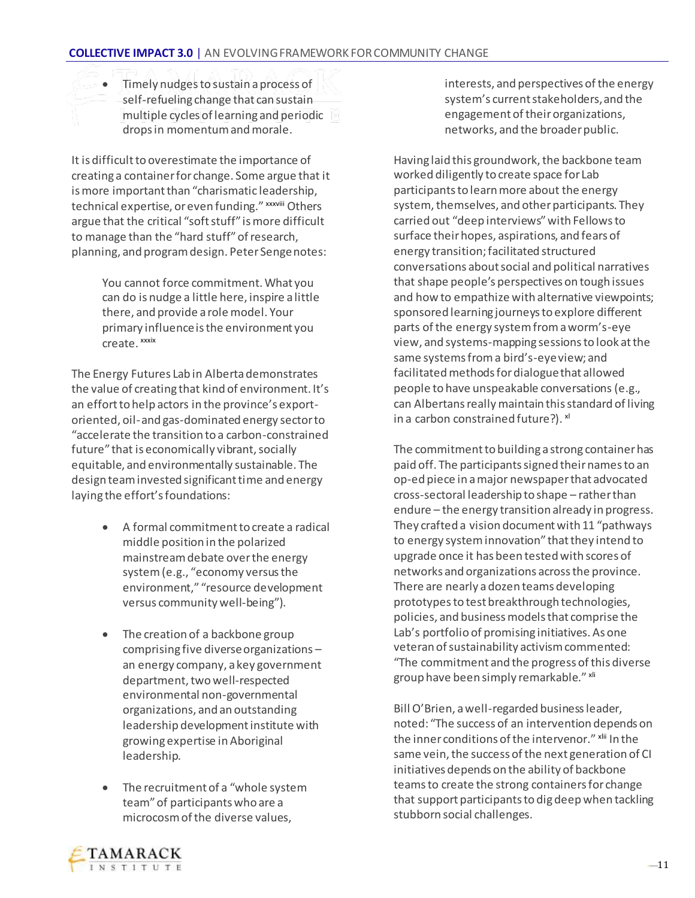- Timely nudges to sustain a process of self-refueling change that can sustain multiple cycles of learning and periodic drops in momentum and morale.

It is difficult to overestimate the importance of creating a container for change. Some argue that it is more important than "charismatic leadership, technical expertise, or even funding." [xxxviii] Others argue that the critical "soft stuff" is more difficult to manage than the "hard stuff" of research, planning, and program design. Peter Senge notes:

> You cannot force commitment. What you can do is nudge a little here, inspire a little there, and provide a role model. Your primary influence is the environment you create. [xxxix]

The Energy Futures Lab in Alberta demonstrates the value of creating that kind of environment. It's an effort to help actors in the province's export-oriented, oil- and gas-dominated energy sector to "accelerate the transition to a carbon-constrained future" that is economically vibrant, socially equitable, and environmentally sustainable. The design team invested significant time and energy laying the effort's foundations:

- A formal commitment to create a radical middle position in the polarized mainstream debate over the energy system (e.g., "economy versus the environment," "resource development versus community well-being").
- The creation of a backbone group comprising five diverse organizations – an energy company, a key government department, two well-respected environmental non-governmental organizations, and an outstanding leadership development institute with growing expertise in Aboriginal leadership.
- The recruitment of a "whole system team" of participants who are a microcosm of the diverse values, interests, and perspectives of the energy system's current stakeholders, and the engagement of their organizations, networks, and the broader public.

Having laid this groundwork, the backbone team worked diligently to create space for Lab participants to learn more about the energy system, themselves, and other participants. They carried out "deep interviews" with Fellows to surface their hopes, aspirations, and fears of energy transition; facilitated structured conversations about social and political narratives that shape people's perspectives on tough issues and how to empathize with alternative viewpoints; sponsored learning journeys to explore different parts of the energy system from a worm's-eye view, and systems-mapping sessions to look at the same systems from a bird's-eye view; and facilitated methods for dialogue that allowed people to have unspeakable conversations (e.g., can Albertans really maintain this standard of living in a carbon constrained future?). [xl]

The commitment to building a strong container has paid off. The participants signed their names to an op-ed piece in a major newspaper that advocated cross-sectoral leadership to shape – rather than endure – the energy transition already in progress. They crafted a vision document with 11 "pathways to energy system innovation" that they intend to upgrade once it has been tested with scores of networks and organizations across the province. There are nearly a dozen teams developing prototypes to test breakthrough technologies, policies, and business models that comprise the Lab's portfolio of promising initiatives. As one veteran of sustainability activism commented: "The commitment and the progress of this diverse group have been simply remarkable." [xli]

Bill O'Brien, a well-regarded business leader, noted: "The success of an intervention depends on the inner conditions of the intervenor." [xlii] In the same vein, the success of the next generation of CI initiatives depends on the ability of backbone teams to create the strong containers for change that support participants to dig deep when tackling stubborn social challenges.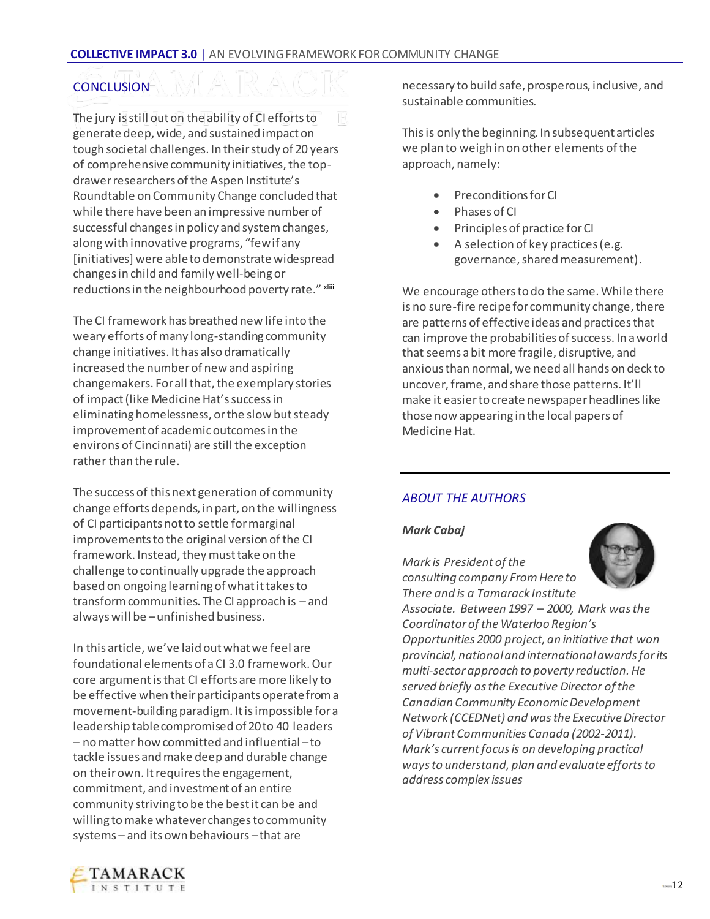## CONCLUSION

The jury is still out on the ability of CI efforts to generate deep, wide, and sustained impact on tough societal challenges. In their study of 20 years of comprehensive community initiatives, the top-drawer researchers of the Aspen Institute's Roundtable on Community Change concluded that while there have been an impressive number of successful changes in policy and system changes, along with innovative programs, "few if any [initiatives] were able to demonstrate widespread changes in child and family well-being or reductions in the neighbourhood poverty rate." [xliii]

The CI framework has breathed new life into the weary efforts of many long-standing community change initiatives. It has also dramatically increased the number of new and aspiring changemakers. For all that, the exemplary stories of impact (like Medicine Hat's success in eliminating homelessness, or the slow but steady improvement of academic outcomes in the environs of Cincinnati) are still the exception rather than the rule.

The success of this next generation of community change efforts depends, in part, on the willingness of CI participants not to settle for marginal improvements to the original version of the CI framework. Instead, they must take on the challenge to continually upgrade the approach based on ongoing learning of what it takes to transform communities. The CI approach is – and always will be – unfinished business.

In this article, we've laid out what we feel are foundational elements of a CI 3.0 framework. Our core argument is that CI efforts are more likely to be effective when their participants operate from a movement-building paradigm. It is impossible for a leadership table compromised of 20 to 40 leaders – no matter how committed and influential – to tackle issues and make deep and durable change on their own. It requires the engagement, commitment, and investment of an entire community striving to be the best it can be and willing to make whatever changes to community systems – and its own behaviours – that are necessary to build safe, prosperous, inclusive, and sustainable communities.

This is only the beginning. In subsequent articles we plan to weigh in on other elements of the approach, namely:

- Preconditions for CI
- Phases of CI
- Principles of practice for CI
- A selection of key practices (e.g. governance, shared measurement).

We encourage others to do the same. While there is no sure-fire recipe for community change, there are patterns of effective ideas and practices that can improve the probabilities of success. In a world that seems a bit more fragile, disruptive, and anxious than normal, we need all hands on deck to uncover, frame, and share those patterns. It'll make it easier to create newspaper headlines like those now appearing in the local papers of Medicine Hat.

---

## *ABOUT THE AUTHORS*

***Mark Cabaj***

*Mark is President of the consulting company From Here to There and is a Tamarack Institute Associate. Between 1997 – 2000, Mark was the Coordinator of the Waterloo Region's Opportunities 2000 project, an initiative that won provincial, national and international awards for its multi-sector approach to poverty reduction. He served briefly as the Executive Director of the Canadian Community Economic Development Network (CCEDNet) and was the Executive Director of Vibrant Communities Canada (2002-2011). Mark's current focus is on developing practical ways to understand, plan and evaluate efforts to address complex issues*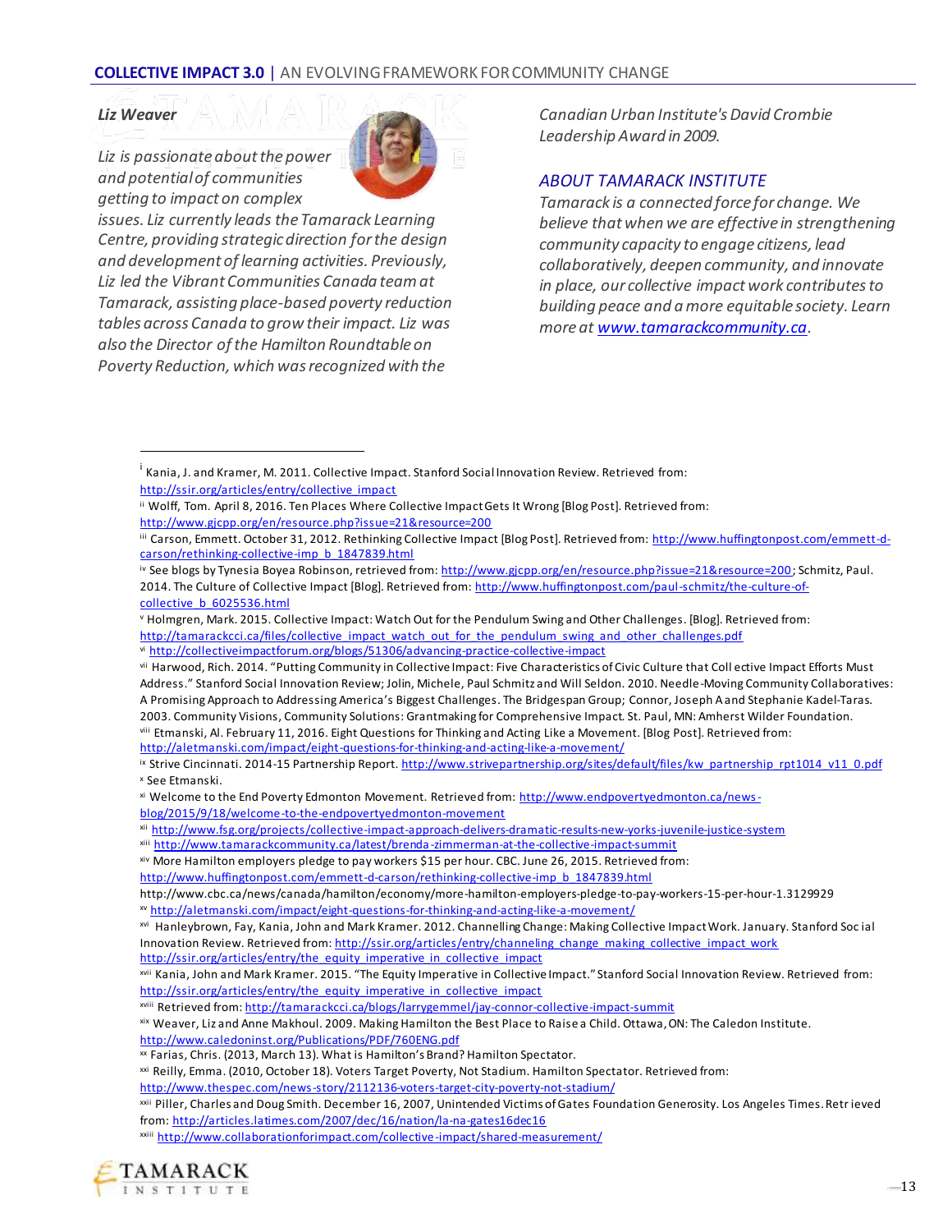*Liz Weaver*

*Liz is passionate about the power and potential of communities getting to impact on complex issues. Liz currently leads the Tamarack Learning Centre, providing strategic direction for the design and development of learning activities. Previously, Liz led the Vibrant Communities Canada team at Tamarack, assisting place-based poverty reduction tables across Canada to grow their impact. Liz was also the Director of the Hamilton Roundtable on Poverty Reduction, which was recognized with the Canadian Urban Institute's David Crombie Leadership Award in 2009.*

## *ABOUT TAMARACK INSTITUTE*

*Tamarack is a connected force for change. We believe that when we are effective in strengthening community capacity to engage citizens, lead collaboratively, deepen community, and innovate in place, our collective impact work contributes to building peace and a more equitable society. Learn more at [www.tamarackcommunity.ca](http://www.tamarackcommunity.ca).*

---

[i] Kania, J. and Kramer, M. 2011. Collective Impact. Stanford Social Innovation Review. Retrieved from: http://ssir.org/articles/entry/collective_impact

[ii] Wolff, Tom. April 8, 2016. Ten Places Where Collective Impact Gets It Wrong [Blog Post]. Retrieved from: http://www.gjcpp.org/en/resource.php?issue=21&resource=200

[iii] Carson, Emmett. October 31, 2012. Rethinking Collective Impact [Blog Post]. Retrieved from: http://www.huffingtonpost.com/emmett-d-carson/rethinking-collective-imp_b_1847839.html

[iv] See blogs by Tynesia Boyea Robinson, retrieved from: http://www.gjcpp.org/en/resource.php?issue=21&resource=200; Schmitz, Paul. 2014. The Culture of Collective Impact [Blog]. Retrieved from: http://www.huffingtonpost.com/paul-schmitz/the-culture-of-collective_b_6025536.html

[v] Holmgren, Mark. 2015. Collective Impact: Watch Out for the Pendulum Swing and Other Challenges. [Blog]. Retrieved from: http://tamarackcci.ca/files/collective_impact_watch_out_for_the_pendulum_swing_and_other_challenges.pdf

[vi] http://collectiveimpactforum.org/blogs/51306/advancing-practice-collective-impact

[vii] Harwood, Rich. 2014. "Putting Community in Collective Impact: Five Characteristics of Civic Culture that Collective Impact Efforts Must Address." Stanford Social Innovation Review; Jolin, Michele, Paul Schmitz and Will Seldon. 2010. Needle-Moving Community Collaboratives: A Promising Approach to Addressing America's Biggest Challenges. The Bridgespan Group; Connor, Joseph A and Stephanie Kadel-Taras. 2003. Community Visions, Community Solutions: Grantmaking for Comprehensive Impact. St. Paul, MN: Amherst Wilder Foundation.

[viii] Etmanski, Al. February 11, 2016. Eight Questions for Thinking and Acting Like a Movement. [Blog Post]. Retrieved from: http://aletmanski.com/impact/eight-questions-for-thinking-and-acting-like-a-movement/

[ix] Strive Cincinnati. 2014-15 Partnership Report. http://www.strivepartnership.org/sites/default/files/kw_partnership_rpt1014_v11_0.pdf

[x] See Etmanski.

[xi] Welcome to the End Poverty Edmonton Movement. Retrieved from: http://www.endpovertyedmonton.ca/news-blog/2015/9/18/welcome-to-the-endpovertyedmonton-movement

[xii] http://www.fsg.org/projects/collective-impact-approach-delivers-dramatic-results-new-yorks-juvenile-justice-system

[xiii] http://www.tamarackcommunity.ca/latest/brenda-zimmerman-at-the-collective-impact-summit

[xiv] More Hamilton employers pledge to pay workers $15 per hour. CBC. June 26, 2015. Retrieved from: http://www.huffingtonpost.com/emmett-d-carson/rethinking-collective-imp_b_1847839.html
http://www.cbc.ca/news/canada/hamilton/economy/more-hamilton-employers-pledge-to-pay-workers-15-per-hour-1.3129929

[xv] http://aletmanski.com/impact/eight-questions-for-thinking-and-acting-like-a-movement/

[xvi] Hanleybrown, Fay, Kania, John and Mark Kramer. 2012. Channelling Change: Making Collective Impact Work. January. Stanford Social Innovation Review. Retrieved from: http://ssir.org/articles/entry/channeling_change_making_collective_impact_work
http://ssir.org/articles/entry/the_equity_imperative_in_collective_impact

[xvii] Kania, John and Mark Kramer. 2015. "The Equity Imperative in Collective Impact." Stanford Social Innovation Review. Retrieved from: http://ssir.org/articles/entry/the_equity_imperative_in_collective_impact

[xviii] Retrieved from: http://tamarackcci.ca/blogs/larrygemmel/jay-connor-collective-impact-summit

[xix] Weaver, Liz and Anne Makhoul. 2009. Making Hamilton the Best Place to Raise a Child. Ottawa, ON: The Caledon Institute. http://www.caledoninst.org/Publications/PDF/760ENG.pdf

[xx] Farias, Chris. (2013, March 13). What is Hamilton's Brand? Hamilton Spectator.

[xxi] Reilly, Emma. (2010, October 18). Voters Target Poverty, Not Stadium. Hamilton Spectator. Retrieved from: http://www.thespec.com/news-story/2112136-voters-target-city-poverty-not-stadium/

[xxii] Piller, Charles and Doug Smith. December 16, 2007, Unintended Victims of Gates Foundation Generosity. Los Angeles Times. Retrieved from: http://articles.latimes.com/2007/dec/16/nation/la-na-gates16dec16

[xxiii] http://www.collaborationforimpact.com/collective-impact/shared-measurement/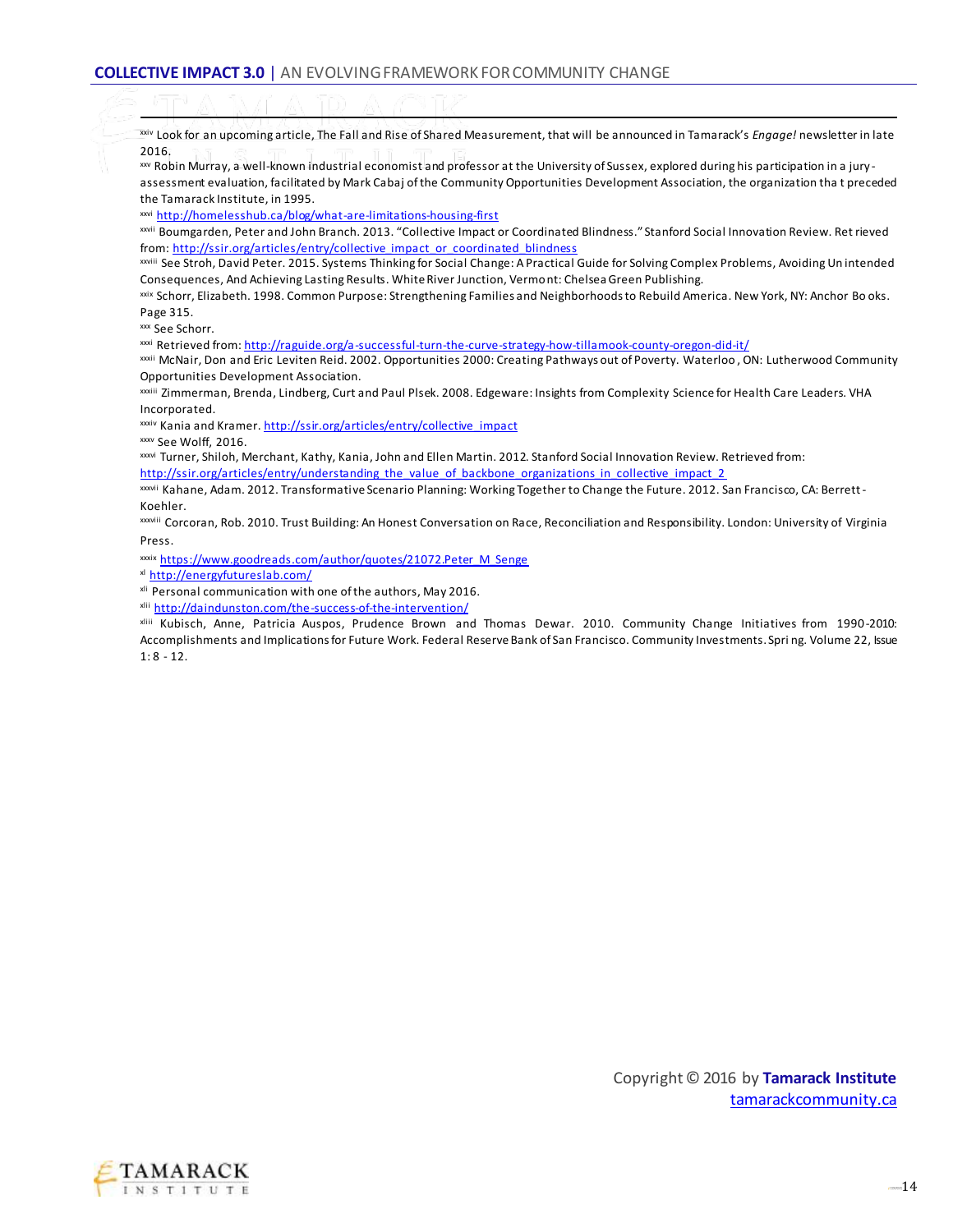[xxiv] Look for an upcoming article, The Fall and Rise of Shared Measurement, that will be announced in Tamarack's *Engage!* newsletter in late 2016.

[xxv] Robin Murray, a well-known industrial economist and professor at the University of Sussex, explored during his participation in a jury-assessment evaluation, facilitated by Mark Cabaj of the Community Opportunities Development Association, the organization that preceded the Tamarack Institute, in 1995.

[xxvi] http://homelesshub.ca/blog/what-are-limitations-housing-first

[xxvii] Boumgarden, Peter and John Branch. 2013. "Collective Impact or Coordinated Blindness." Stanford Social Innovation Review. Retrieved from: http://ssir.org/articles/entry/collective_impact_or_coordinated_blindness

[xxviii] See Stroh, David Peter. 2015. Systems Thinking for Social Change: A Practical Guide for Solving Complex Problems, Avoiding Unintended Consequences, And Achieving Lasting Results. White River Junction, Vermont: Chelsea Green Publishing.

[xxix] Schorr, Elizabeth. 1998. Common Purpose: Strengthening Families and Neighborhoods to Rebuild America. New York, NY: Anchor Books. Page 315.

[xxx] See Schorr.

[xxxi] Retrieved from: http://raguide.org/a-successful-turn-the-curve-strategy-how-tillamook-county-oregon-did-it/

[xxxii] McNair, Don and Eric Leviten Reid. 2002. Opportunities 2000: Creating Pathways out of Poverty. Waterloo, ON: Lutherwood Community Opportunities Development Association.

[xxxiii] Zimmerman, Brenda, Lindberg, Curt and Paul Plsek. 2008. Edgeware: Insights from Complexity Science for Health Care Leaders. VHA Incorporated.

[xxxiv] Kania and Kramer. http://ssir.org/articles/entry/collective_impact

[xxxv] See Wolff, 2016.

[xxxvi] Turner, Shiloh, Merchant, Kathy, Kania, John and Ellen Martin. 2012. Stanford Social Innovation Review. Retrieved from: http://ssir.org/articles/entry/understanding_the_value_of_backbone_organizations_in_collective_impact_2

[xxxvii] Kahane, Adam. 2012. Transformative Scenario Planning: Working Together to Change the Future. 2012. San Francisco, CA: Berrett-Koehler.

[xxxviii] Corcoran, Rob. 2010. Trust Building: An Honest Conversation on Race, Reconciliation and Responsibility. London: University of Virginia Press.

[xxxix] https://www.goodreads.com/author/quotes/21072.Peter_M_Senge

[xl] http://energyfutureslab.com/

[xli] Personal communication with one of the authors, May 2016.

[xlii] http://daindunston.com/the-success-of-the-intervention/

[xliii] Kubisch, Anne, Patricia Auspos, Prudence Brown and Thomas Dewar. 2010. Community Change Initiatives from 1990-2010: Accomplishments and Implications for Future Work. Federal Reserve Bank of San Francisco. Community Investments. Spring. Volume 22, Issue 1: 8 - 12.

Copyright © 2016 by **Tamarack Institute**
tamarackcommunity.ca